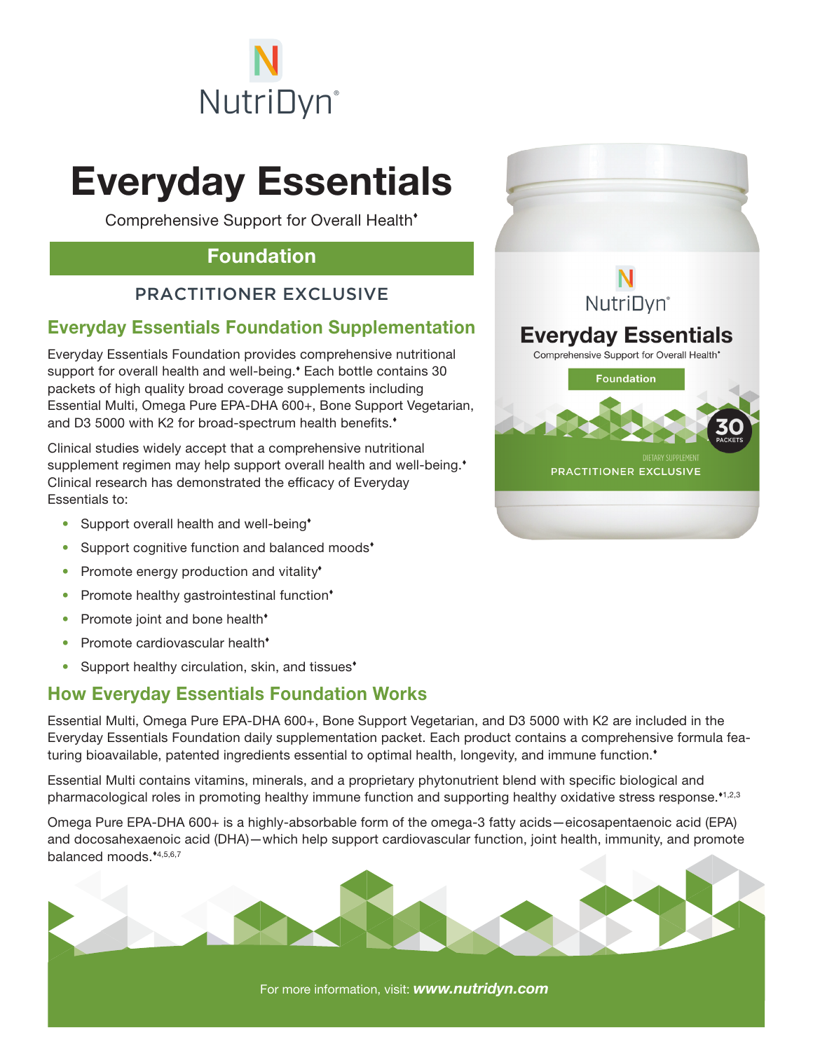NutriDyn®

# Everyday Essentials

Comprehensive Support for Overall Health♦

**Foundation**

PRACTITIONER EXCLUSIVE

## Everyday Essentials Foundation Supplementation

Everyday Essentials Foundation provides comprehensive nutritional support for overall health and well-being.♦ Each bottle contains 30 packets of high quality broad coverage supplements including Essential Multi, Omega Pure EPA-DHA 600+, Bone Support Vegetarian, and D3 5000 with K2 for broad-spectrum health benefits.♦

Clinical studies widely accept that a comprehensive nutritional supplement regimen may help support overall health and well-being.♦ Clinical research has demonstrated the efficacy of Everyday Essentials to:

- Support overall health and well-being♦
- Support cognitive function and balanced moods♦
- Promote energy production and vitality♦
- Promote healthy gastrointestinal function♦
- Promote joint and bone health♦
- Promote cardiovascular health♦
- Support healthy circulation, skin, and tissues♦

## How Everyday Essentials Foundation Works

Essential Multi, Omega Pure EPA-DHA 600+, Bone Support Vegetarian, and D3 5000 with K2 are included in the Everyday Essentials Foundation daily supplementation packet. Each product contains a comprehensive formula featuring bioavailable, patented ingredients essential to optimal health, longevity, and immune function.♦

Essential Multi contains vitamins, minerals, and a proprietary phytonutrient blend with specific biological and pharmacological roles in promoting healthy immune function and supporting healthy oxidative stress response.♦[1,2,3]

Omega Pure EPA-DHA 600+ is a highly-absorbable form of the omega-3 fatty acids—eicosapentaenoic acid (EPA) and docosahexaenoic acid (DHA)—which help support cardiovascular function, joint health, immunity, and promote balanced moods.♦[4,5,6,7]

For more information, visit: ***www.nutridyn.com***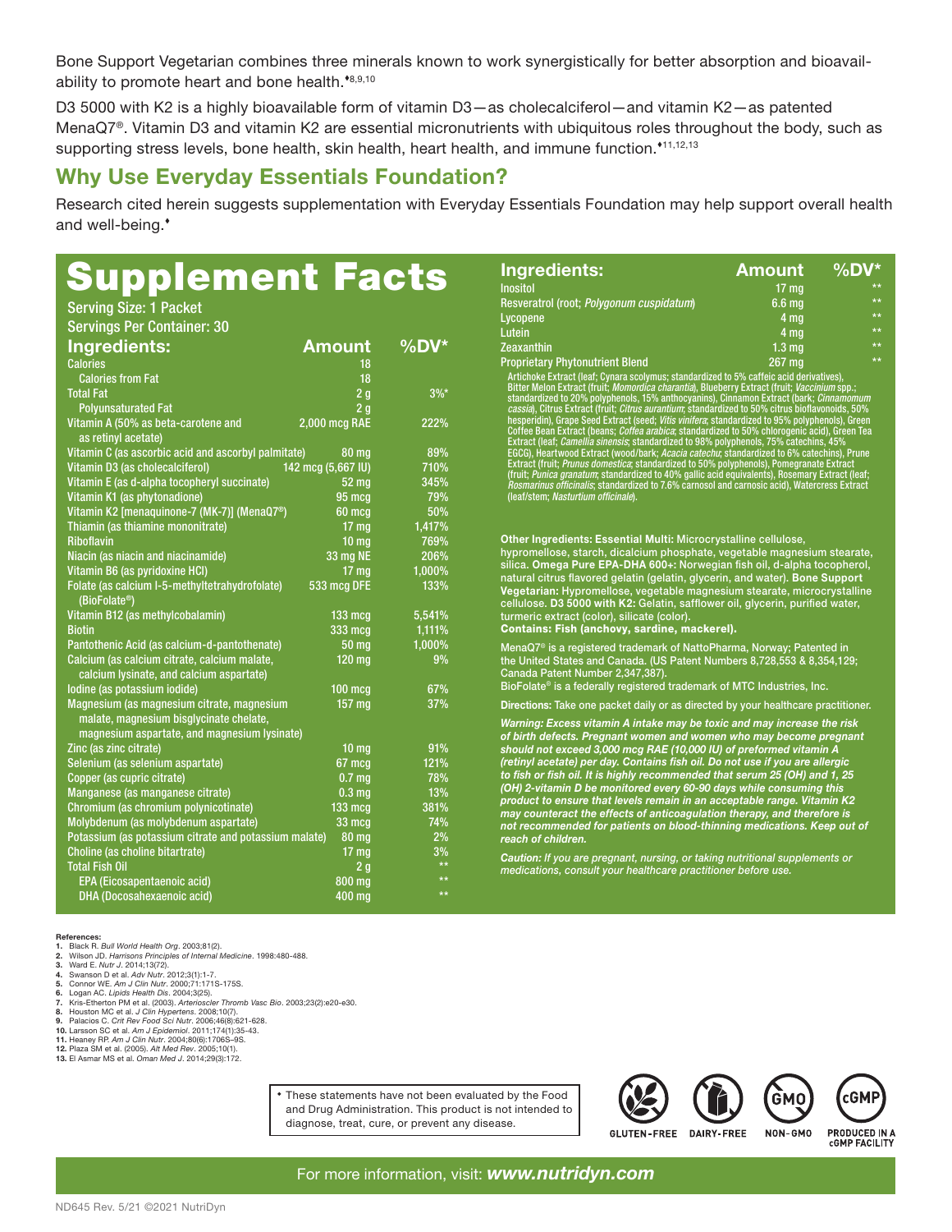Bone Support Vegetarian combines three minerals known to work synergistically for better absorption and bioavailability to promote heart and bone health.♦[8,9,10]

D3 5000 with K2 is a highly bioavailable form of vitamin D3—as cholecalciferol—and vitamin K2—as patented MenaQ7®. Vitamin D3 and vitamin K2 are essential micronutrients with ubiquitous roles throughout the body, such as supporting stress levels, bone health, skin health, heart health, and immune function.♦[11,12,13]

## Why Use Everyday Essentials Foundation?

Research cited herein suggests supplementation with Everyday Essentials Foundation may help support overall health and well-being.♦

# Supplement Facts

Serving Size: 1 Packet
Servings Per Container: 30

| Ingredients: | Amount | %DV* |
|---|---|---|
| Calories | 18 | |
| Calories from Fat | 18 | |
| Total Fat | 2 g | 3%* |
| Polyunsaturated Fat | 2 g | |
| Vitamin A (50% as beta-carotene and as retinyl acetate) | 2,000 mcg RAE | 222% |
| Vitamin C (as ascorbic acid and ascorbyl palmitate) | 80 mg | 89% |
| Vitamin D3 (as cholecalciferol) | 142 mcg (5,667 IU) | 710% |
| Vitamin E (as d-alpha tocopheryl succinate) | 52 mg | 345% |
| Vitamin K1 (as phytonadione) | 95 mcg | 79% |
| Vitamin K2 [menaquinone-7 (MK-7)] (MenaQ7®) | 60 mcg | 50% |
| Thiamin (as thiamine mononitrate) | 17 mg | 1,417% |
| Riboflavin | 10 mg | 769% |
| Niacin (as niacin and niacinamide) | 33 mg NE | 206% |
| Vitamin B6 (as pyridoxine HCl) | 17 mg | 1,000% |
| Folate (as calcium l-5-methyltetrahydrofolate) (BioFolate®) | 533 mcg DFE | 133% |
| Vitamin B12 (as methylcobalamin) | 133 mcg | 5,541% |
| Biotin | 333 mcg | 1,111% |
| Pantothenic Acid (as calcium-d-pantothenate) | 50 mg | 1,000% |
| Calcium (as calcium citrate, calcium malate, calcium lysinate, and calcium aspartate) | 120 mg | 9% |
| Iodine (as potassium iodide) | 100 mcg | 67% |
| Magnesium (as magnesium citrate, magnesium malate, magnesium bisglycinate chelate, magnesium aspartate, and magnesium lysinate) | 157 mg | 37% |
| Zinc (as zinc citrate) | 10 mg | 91% |
| Selenium (as selenium aspartate) | 67 mcg | 121% |
| Copper (as cupric citrate) | 0.7 mg | 78% |
| Manganese (as manganese citrate) | 0.3 mg | 13% |
| Chromium (as chromium polynicotinate) | 133 mcg | 381% |
| Molybdenum (as molybdenum aspartate) | 33 mcg | 74% |
| Potassium (as potassium citrate and potassium malate) | 80 mg | 2% |
| Choline (as choline bitartrate) | 17 mg | 3% |
| Total Fish Oil | 2 g | ** |
| EPA (Eicosapentaenoic acid) | 800 mg | ** |
| DHA (Docosahexaenoic acid) | 400 mg | ** |
| Inositol | 17 mg | ** |
| Resveratrol (root; *Polygonum cuspidatum*) | 6.6 mg | ** |
| Lycopene | 4 mg | ** |
| Lutein | 4 mg | ** |
| Zeaxanthin | 1.3 mg | ** |
| Proprietary Phytonutrient Blend | 267 mg | ** |

Artichoke Extract (leaf; Cynara scolymus; standardized to 5% caffeic acid derivatives), Bitter Melon Extract (fruit; *Momordica charantia*), Blueberry Extract (fruit; *Vaccinium* spp.; standardized to 20% polyphenols, 15% anthocyanins), Cinnamon Extract (bark; *Cinnamomum cassia*), Citrus Extract (fruit; *Citrus aurantium*; standardized to 50% citrus bioflavonoids, 50% hesperidin), Grape Seed Extract (seed; *Vitis vinifera*; standardized to 95% polyphenols), Green Coffee Bean Extract (beans; *Coffea arabica*; standardized to 50% chlorogenic acid), Green Tea Extract (leaf; *Camellia sinensis*; standardized to 98% polyphenols, 75% catechins, 45% EGCG), Heartwood Extract (wood/bark; *Acacia catechu*; standardized to 6% catechins), Prune Extract (fruit; *Prunus domestica*; standardized to 50% polyphenols), Pomegranate Extract (fruit; *Punica granatum*; standardized to 40% gallic acid equivalents), Rosemary Extract (leaf; *Rosmarinus officinalis*; standardized to 7.6% carnosol and carnosic acid), Watercress Extract (leaf/stem; *Nasturtium officinale*).

**Other Ingredients: Essential Multi:** Microcrystalline cellulose, hypromellose, starch, dicalcium phosphate, vegetable magnesium stearate, silica. **Omega Pure EPA-DHA 600+:** Norwegian fish oil, d-alpha tocopherol, natural citrus flavored gelatin (gelatin, glycerin, and water). **Bone Support Vegetarian:** Hypromellose, vegetable magnesium stearate, microcrystalline cellulose. **D3 5000 with K2:** Gelatin, safflower oil, glycerin, purified water, turmeric extract (color), silicate (color).
**Contains: Fish (anchovy, sardine, mackerel).**

MenaQ7® is a registered trademark of NattoPharma, Norway; Patented in the United States and Canada. (US Patent Numbers 8,728,553 & 8,354,129; Canada Patent Number 2,347,387).
BioFolate® is a federally registered trademark of MTC Industries, Inc.

**Directions:** Take one packet daily or as directed by your healthcare practitioner.

***Warning: Excess vitamin A intake may be toxic and may increase the risk of birth defects. Pregnant women and women who may become pregnant should not exceed 3,000 mcg RAE (10,000 IU) of preformed vitamin A (retinyl acetate) per day. Contains fish oil. Do not use if you are allergic to fish or fish oil. It is highly recommended that serum 25 (OH) and 1, 25 (OH) 2-vitamin D be monitored every 60-90 days while consuming this product to ensure that levels remain in an acceptable range. Vitamin K2 may counteract the effects of anticoagulation therapy, and therefore is not recommended for patients on blood-thinning medications. Keep out of reach of children.***

***Caution:*** *If you are pregnant, nursing, or taking nutritional supplements or medications, consult your healthcare practitioner before use.*

**References:**
1. Black R. *Bull World Health Org*. 2003;81(2).
2. Wilson JD. *Harrisons Principles of Internal Medicine*. 1998:480-488.
3. Ward E. *Nutr J*. 2014;13(72).
4. Swanson D et al. *Adv Nutr*. 2012;3(1):1-7.
5. Connor WE. *Am J Clin Nutr*. 2000;71:171S-175S.
6. Logan AC. *Lipids Health Dis*. 2004;3(25).
7. Kris-Etherton PM et al. (2003). *Arterioscler Thromb Vasc Bio*. 2003;23(2):e20-e30.
8. Houston MC et al. *J Clin Hypertens*. 2008;10(7).
9. Palacios C. *Crit Rev Food Sci Nutr*. 2006;46(8):621-628.
10. Larsson SC et al. *Am J Epidemiol*. 2011;174(1):35-43.
11. Heaney RP. *Am J Clin Nutr*. 2004;80(6):1706S–9S.
12. Plaza SM et al. (2005). *Alt Med Rev*. 2005;10(1).
13. El Asmar MS et al. *Oman Med J*. 2014;29(3):172.

♦ These statements have not been evaluated by the Food and Drug Administration. This product is not intended to diagnose, treat, cure, or prevent any disease.

GLUTEN-FREE DAIRY-FREE NON-GMO PRODUCED IN A cGMP FACILITY

For more information, visit: ***www.nutridyn.com***

ND645 Rev. 5/21 ©2021 NutriDyn